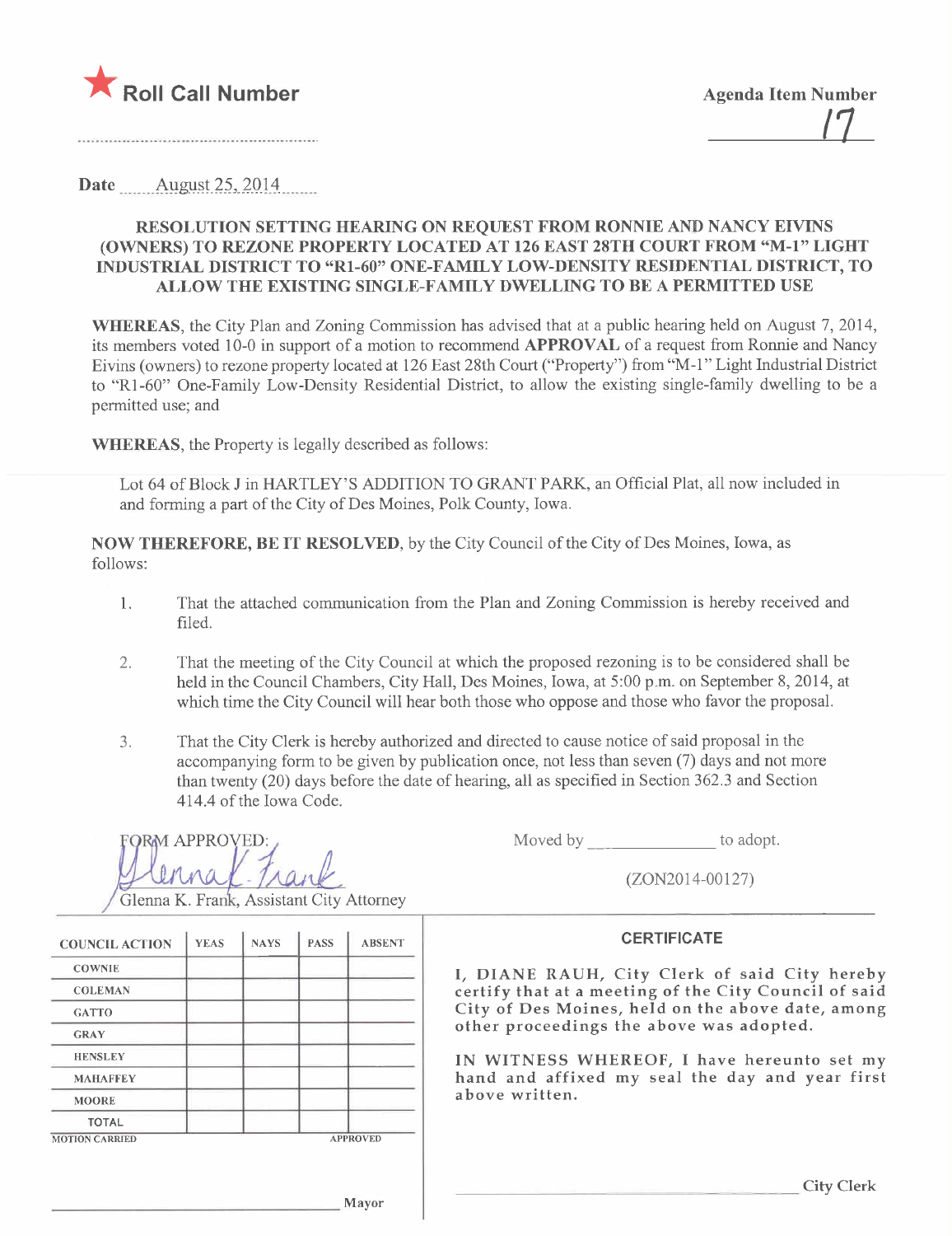★ Roll Call Number

Agenda Item Number

17

Date August 25, 2014

**RESOLUTION SETTING HEARING ON REQUEST FROM RONNIE AND NANCY EIVINS (OWNERS) TO REZONE PROPERTY LOCATED AT 126 EAST 28TH COURT FROM "M-1" LIGHT INDUSTRIAL DISTRICT TO "R1-60" ONE-FAMILY LOW-DENSITY RESIDENTIAL DISTRICT, TO ALLOW THE EXISTING SINGLE-FAMILY DWELLING TO BE A PERMITTED USE**

**WHEREAS**, the City Plan and Zoning Commission has advised that at a public hearing held on August 7, 2014, its members voted 10-0 in support of a motion to recommend **APPROVAL** of a request from Ronnie and Nancy Eivins (owners) to rezone property located at 126 East 28th Court ("Property") from "M-1" Light Industrial District to "R1-60" One-Family Low-Density Residential District, to allow the existing single-family dwelling to be a permitted use; and

**WHEREAS**, the Property is legally described as follows:

Lot 64 of Block J in HARTLEY'S ADDITION TO GRANT PARK, an Official Plat, all now included in and forming a part of the City of Des Moines, Polk County, Iowa.

**NOW THEREFORE, BE IT RESOLVED**, by the City Council of the City of Des Moines, Iowa, as follows:

1. That the attached communication from the Plan and Zoning Commission is hereby received and filed.

2. That the meeting of the City Council at which the proposed rezoning is to be considered shall be held in the Council Chambers, City Hall, Des Moines, Iowa, at 5:00 p.m. on September 8, 2014, at which time the City Council will hear both those who oppose and those who favor the proposal.

3. That the City Clerk is hereby authorized and directed to cause notice of said proposal in the accompanying form to be given by publication once, not less than seven (7) days and not more than twenty (20) days before the date of hearing, all as specified in Section 362.3 and Section 414.4 of the Iowa Code.

FORM APPROVED:

Glenna K. Frank, Assistant City Attorney

Moved by ______________ to adopt.

(ZON2014-00127)

| COUNCIL ACTION | YEAS | NAYS | PASS | ABSENT |
|---|---|---|---|---|
| COWNIE | | | | |
| COLEMAN | | | | |
| GATTO | | | | |
| GRAY | | | | |
| HENSLEY | | | | |
| MAHAFFEY | | | | |
| MOORE | | | | |
| TOTAL | | | | |

MOTION CARRIED APPROVED

______________________________ Mayor

**CERTIFICATE**

I, DIANE RAUH, City Clerk of said City hereby certify that at a meeting of the City Council of said City of Des Moines, held on the above date, among other proceedings the above was adopted.

IN WITNESS WHEREOF, I have hereunto set my hand and affixed my seal the day and year first above written.

______________________________ City Clerk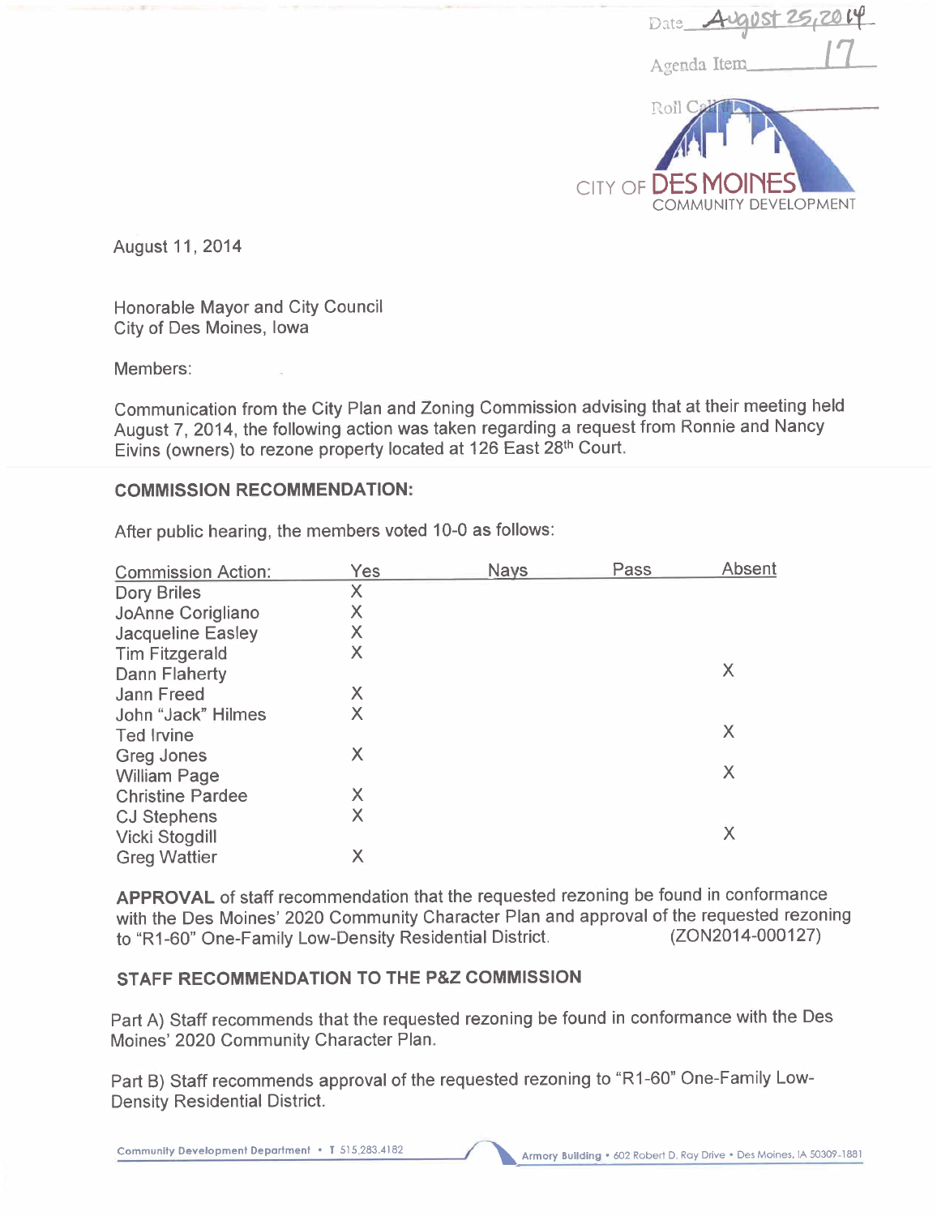Date August 25, 2014

Agenda Item 17

Roll Call

CITY OF DES MOINES
COMMUNITY DEVELOPMENT

August 11, 2014

Honorable Mayor and City Council
City of Des Moines, Iowa

Members:

Communication from the City Plan and Zoning Commission advising that at their meeting held August 7, 2014, the following action was taken regarding a request from Ronnie and Nancy Eivins (owners) to rezone property located at 126 East 28th Court.

## COMMISSION RECOMMENDATION:

After public hearing, the members voted 10-0 as follows:

| Commission Action: | Yes | Nays | Pass | Absent |
|---|---|---|---|---|
| Dory Briles | X | | | |
| JoAnne Corigliano | X | | | |
| Jacqueline Easley | X | | | |
| Tim Fitzgerald | X | | | |
| Dann Flaherty | | | | X |
| Jann Freed | X | | | |
| John "Jack" Hilmes | X | | | |
| Ted Irvine | | | | X |
| Greg Jones | X | | | |
| William Page | | | | X |
| Christine Pardee | X | | | |
| CJ Stephens | X | | | |
| Vicki Stogdill | | | | X |
| Greg Wattier | X | | | |

**APPROVAL** of staff recommendation that the requested rezoning be found in conformance with the Des Moines' 2020 Community Character Plan and approval of the requested rezoning to "R1-60" One-Family Low-Density Residential District. (ZON2014-000127)

## STAFF RECOMMENDATION TO THE P&Z COMMISSION

Part A) Staff recommends that the requested rezoning be found in conformance with the Des Moines' 2020 Community Character Plan.

Part B) Staff recommends approval of the requested rezoning to "R1-60" One-Family Low-Density Residential District.

Community Development Department • T 515.283.4182 Armory Building • 602 Robert D. Ray Drive • Des Moines, IA 50309-1881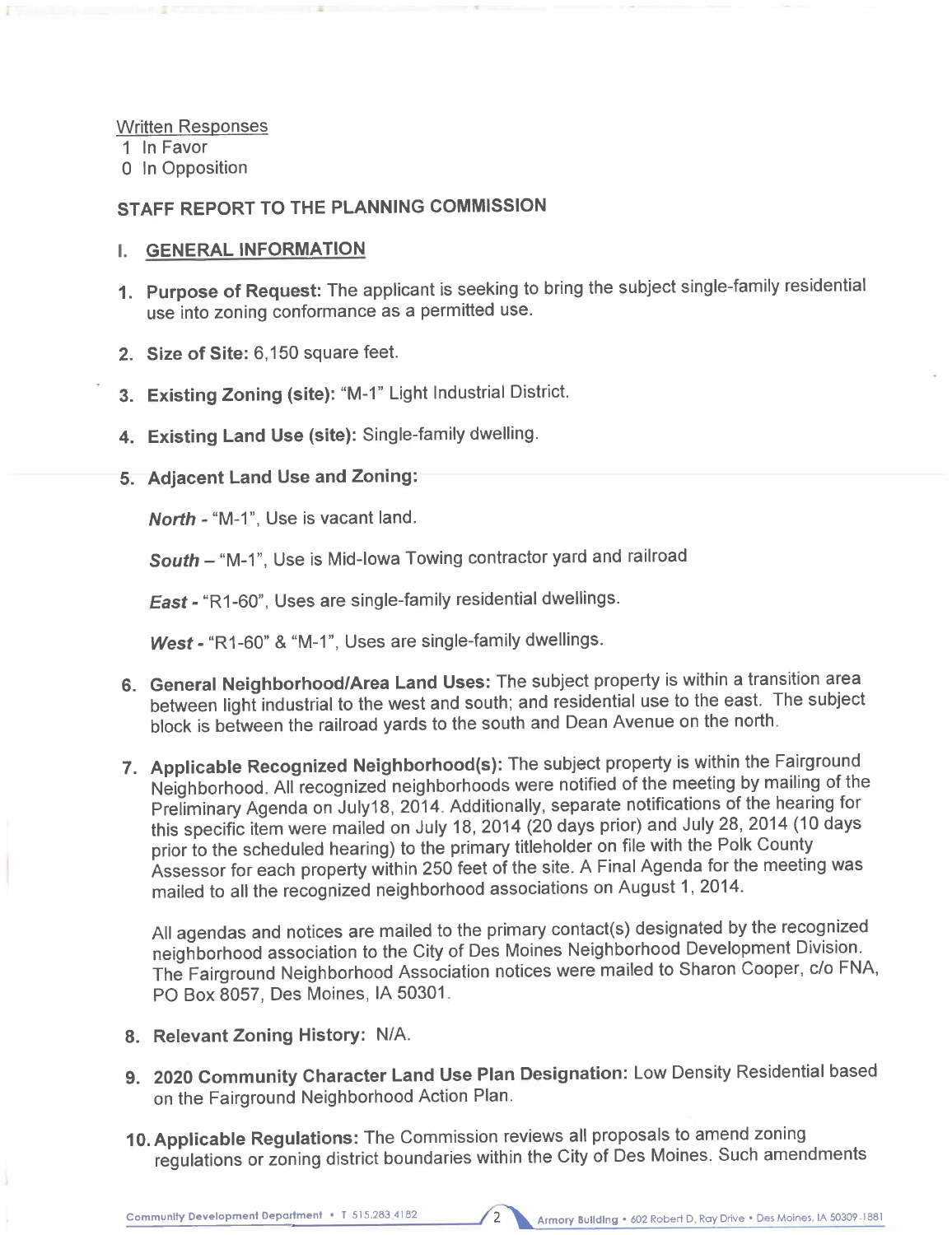Written Responses
1 In Favor
0 In Opposition

## STAFF REPORT TO THE PLANNING COMMISSION

### I. GENERAL INFORMATION

1. **Purpose of Request:** The applicant is seeking to bring the subject single-family residential use into zoning conformance as a permitted use.

2. **Size of Site:** 6,150 square feet.

3. **Existing Zoning (site):** "M-1" Light Industrial District.

4. **Existing Land Use (site):** Single-family dwelling.

5. **Adjacent Land Use and Zoning:**

   ***North*** - "M-1", Use is vacant land.

   ***South*** – "M-1", Use is Mid-Iowa Towing contractor yard and railroad

   ***East*** - "R1-60", Uses are single-family residential dwellings.

   ***West*** - "R1-60" & "M-1", Uses are single-family dwellings.

6. **General Neighborhood/Area Land Uses:** The subject property is within a transition area between light industrial to the west and south; and residential use to the east. The subject block is between the railroad yards to the south and Dean Avenue on the north.

7. **Applicable Recognized Neighborhood(s):** The subject property is within the Fairground Neighborhood. All recognized neighborhoods were notified of the meeting by mailing of the Preliminary Agenda on July18, 2014. Additionally, separate notifications of the hearing for this specific item were mailed on July 18, 2014 (20 days prior) and July 28, 2014 (10 days prior to the scheduled hearing) to the primary titleholder on file with the Polk County Assessor for each property within 250 feet of the site. A Final Agenda for the meeting was mailed to all the recognized neighborhood associations on August 1, 2014.

   All agendas and notices are mailed to the primary contact(s) designated by the recognized neighborhood association to the City of Des Moines Neighborhood Development Division. The Fairground Neighborhood Association notices were mailed to Sharon Cooper, c/o FNA, PO Box 8057, Des Moines, IA 50301.

8. **Relevant Zoning History:** N/A.

9. **2020 Community Character Land Use Plan Designation:** Low Density Residential based on the Fairground Neighborhood Action Plan.

10. **Applicable Regulations:** The Commission reviews all proposals to amend zoning regulations or zoning district boundaries within the City of Des Moines. Such amendments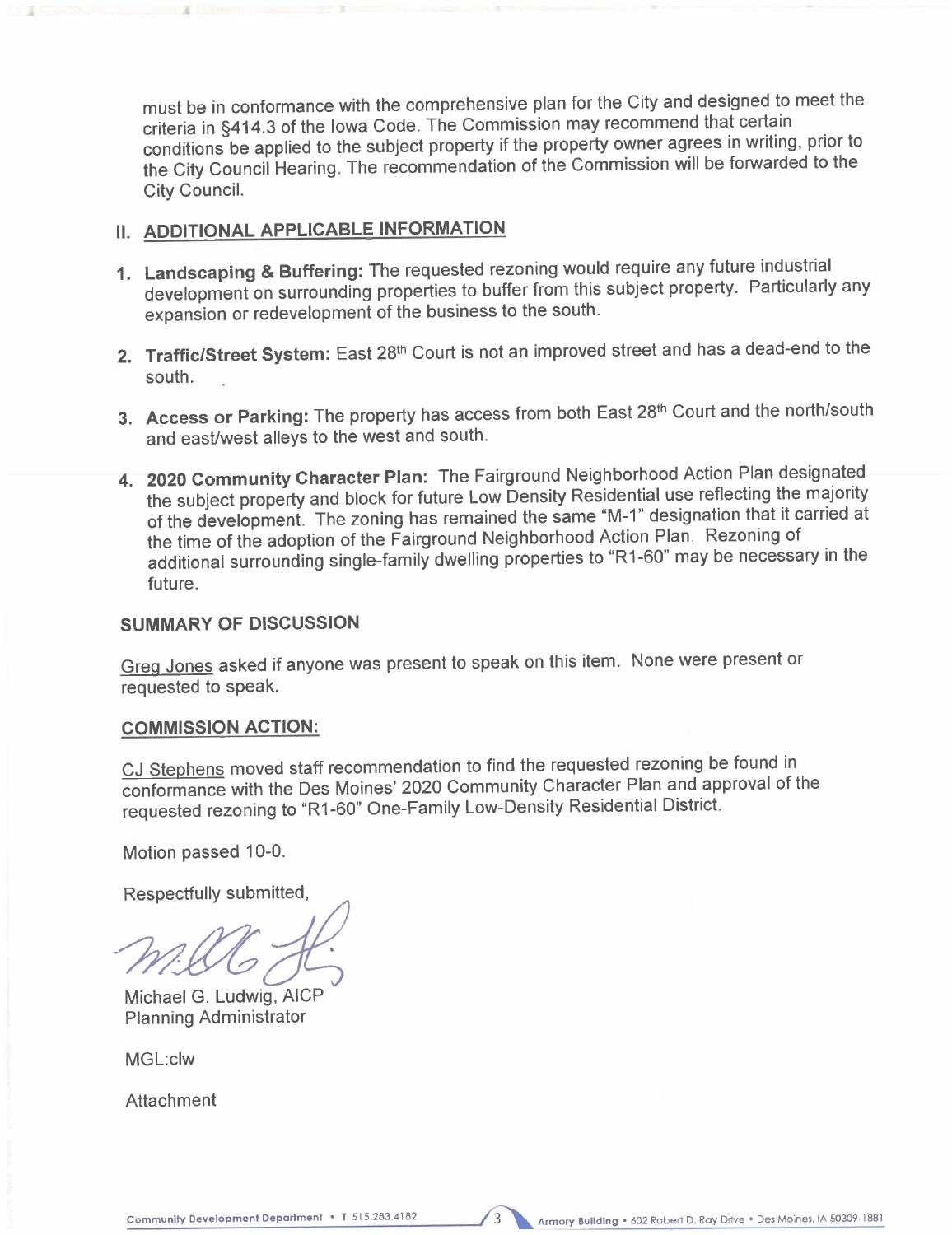must be in conformance with the comprehensive plan for the City and designed to meet the criteria in §414.3 of the Iowa Code. The Commission may recommend that certain conditions be applied to the subject property if the property owner agrees in writing, prior to the City Council Hearing. The recommendation of the Commission will be forwarded to the City Council.

## II. ADDITIONAL APPLICABLE INFORMATION

1. **Landscaping & Buffering:** The requested rezoning would require any future industrial development on surrounding properties to buffer from this subject property. Particularly any expansion or redevelopment of the business to the south.

2. **Traffic/Street System:** East 28th Court is not an improved street and has a dead-end to the south.

3. **Access or Parking:** The property has access from both East 28th Court and the north/south and east/west alleys to the west and south.

4. **2020 Community Character Plan:** The Fairground Neighborhood Action Plan designated the subject property and block for future Low Density Residential use reflecting the majority of the development. The zoning has remained the same "M-1" designation that it carried at the time of the adoption of the Fairground Neighborhood Action Plan. Rezoning of additional surrounding single-family dwelling properties to "R1-60" may be necessary in the future.

## SUMMARY OF DISCUSSION

Greg Jones asked if anyone was present to speak on this item. None were present or requested to speak.

## COMMISSION ACTION:

CJ Stephens moved staff recommendation to find the requested rezoning be found in conformance with the Des Moines' 2020 Community Character Plan and approval of the requested rezoning to "R1-60" One-Family Low-Density Residential District.

Motion passed 10-0.

Respectfully submitted,

Michael G. Ludwig, AICP
Planning Administrator

MGL:clw

Attachment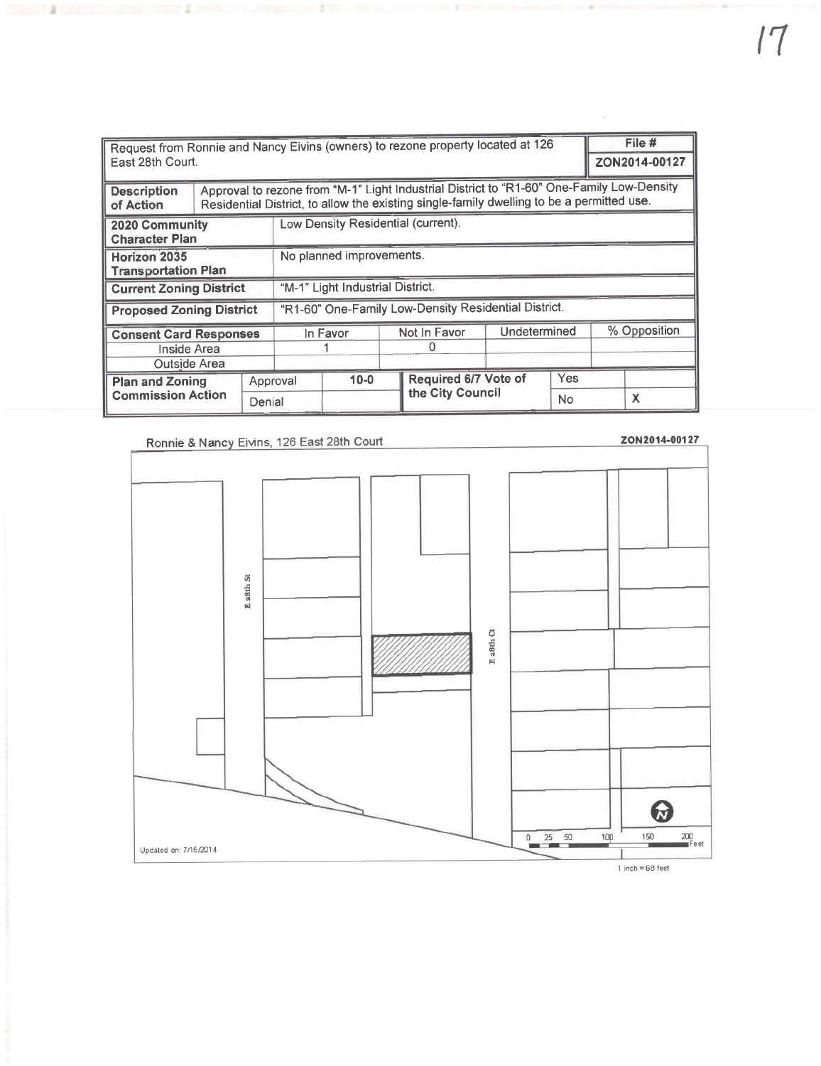| Request from Ronnie and Nancy Eivins (owners) to rezone property located at 126 East 28th Court. | | | | | | File # ZON2014-00127 |
|---|---|---|---|---|---|---|
| **Description of Action** | Approval to rezone from "M-1" Light Industrial District to "R1-60" One-Family Low-Density Residential District, to allow the existing single-family dwelling to be a permitted use. | | | | | |
| **2020 Community Character Plan** | Low Density Residential (current). | | | | | |
| **Horizon 2035 Transportation Plan** | No planned improvements. | | | | | |
| **Current Zoning District** | "M-1" Light Industrial District. | | | | | |
| **Proposed Zoning District** | "R1-60" One-Family Low-Density Residential District. | | | | | |

| **Consent Card Responses** | In Favor | Not In Favor | Undetermined | % Opposition |
|---|---|---|---|---|
| Inside Area | 1 | 0 | | |
| Outside Area | | | | |

| **Plan and Zoning Commission Action** | | | **Required 6/7 Vote of the City Council** | | |
|---|---|---|---|---|---|
| | Approval | 10-0 | | Yes | |
| | Denial | | | No | X |

Ronnie & Nancy Eivins, 126 East 28th Court

ZON2014-00127

E 28th St

E 28th Ct

0 25 50 100 150 200 Feet

1 inch = 68 feet

Updated on: 7/15/2014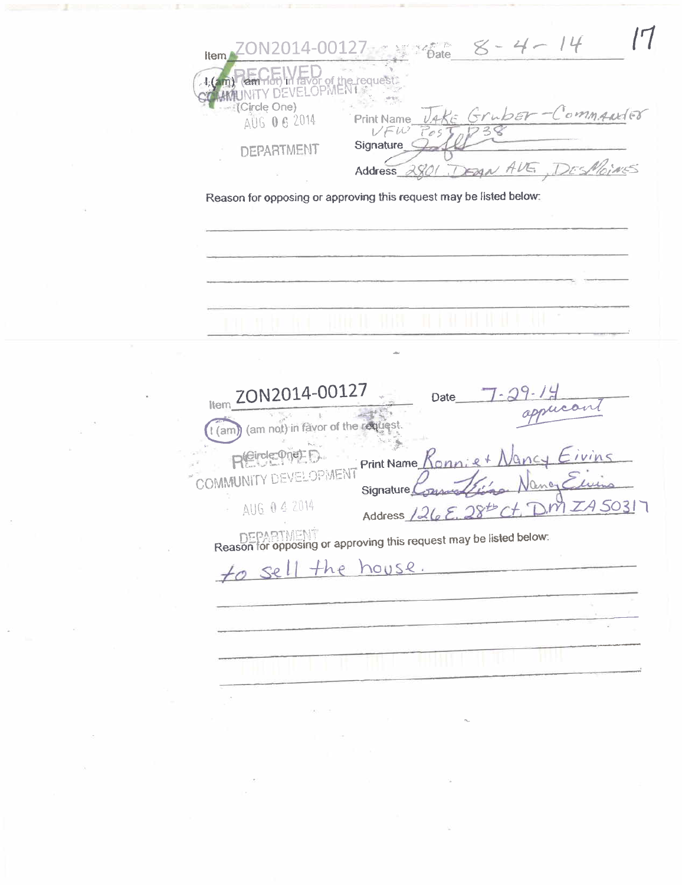Item ZON2014-00127 Date 8-4-14

17

I (am) (am not) in favor of the request.

(Circle One)

RECEIVED
COMMUNITY DEVELOPMENT
AUG 06 2014
DEPARTMENT

Print Name Jake Gruber - Commander VFW Post 738

Signature

Address 2801 Dean Ave, Des Moines

Reason for opposing or approving this request may be listed below:

---

Item ZON2014-00127 Date 7-29-14

applicant

I (am) (am not) in favor of the request.

(Circle One)

RECEIVED
COMMUNITY DEVELOPMENT
AUG 04 2014
DEPARTMENT

Print Name Ronnie & Nancy Eivins

Signature Ronnie Eivins Nancy Eivins

Address 126 E. 28th Ct. DM IA 50317

Reason for opposing or approving this request may be listed below:

to sell the house.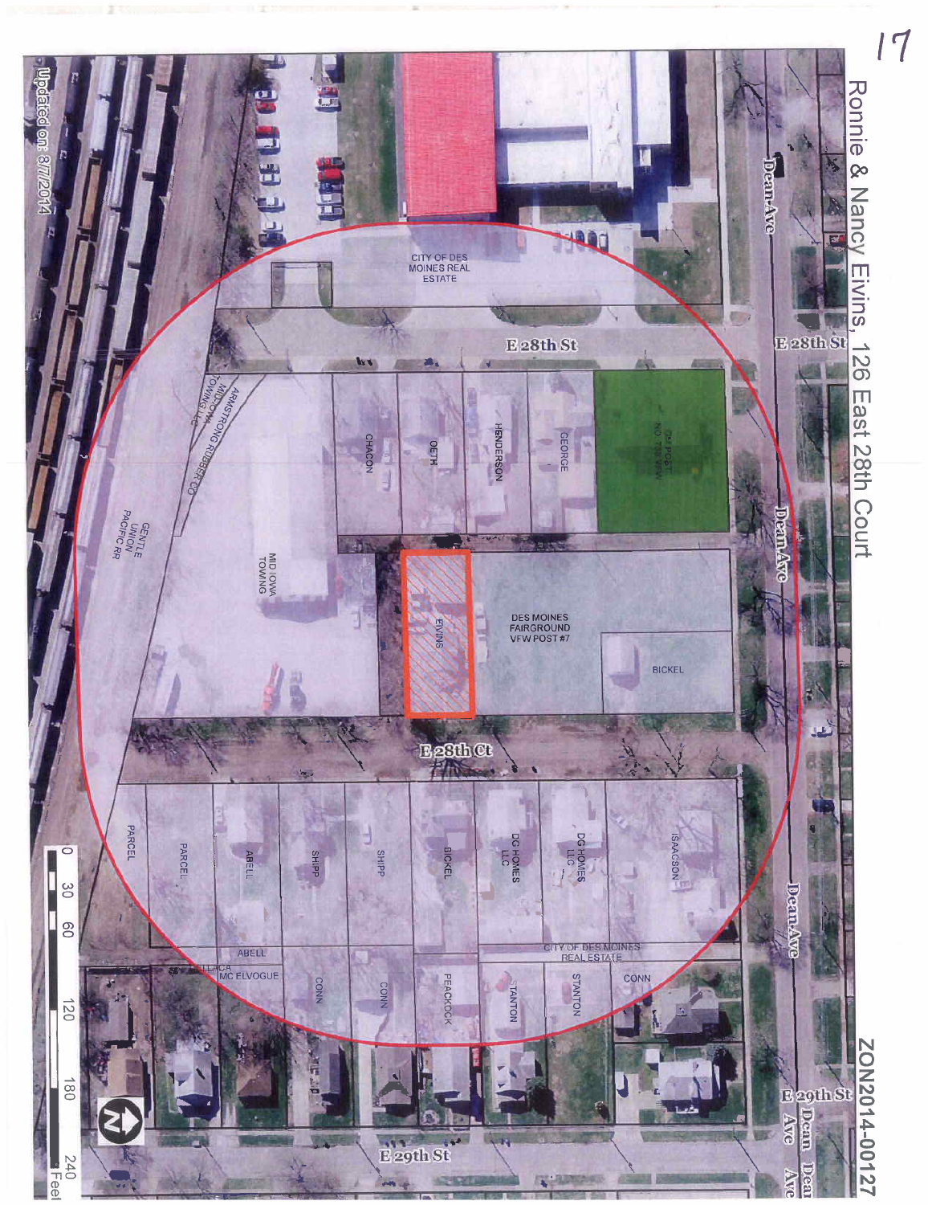17

Ronnie & Nancy Eivins, 126 East 28th Court

ZON2014-00127

Dean Ave

E 28th St

Dean Ave

Dean Ave

E 29th St

Dean Ave

Dean Ave

CITY OF DES MOINES REAL ESTATE

E 28th St

DES MOINES FAIRGROUND VFW POST #7

BICKEL

EIVINS

GEORGE

HENDERSON

OETH

CHACON

ARMSTRONG RUBBER CO

MID IOWA TOWING LLC

MID IOWA TOWING

GENTLE UNION PACIFIC RR

E 28th Ct

ISAACSON

DG HOMES LLC

DG HOMES LLC

BICKEL

SHIPP

SHIPP

ABELL

PARCEL

PARCEL

CITY OF DES MOINES REAL ESTATE

CONN

STANTON

STANTON

PEACKOCK

CONN

CONN

ABELL

MC ELVOGUE

E 29th St

0 30 60 120 180 240 Feet

Updated on: 8/7/2014